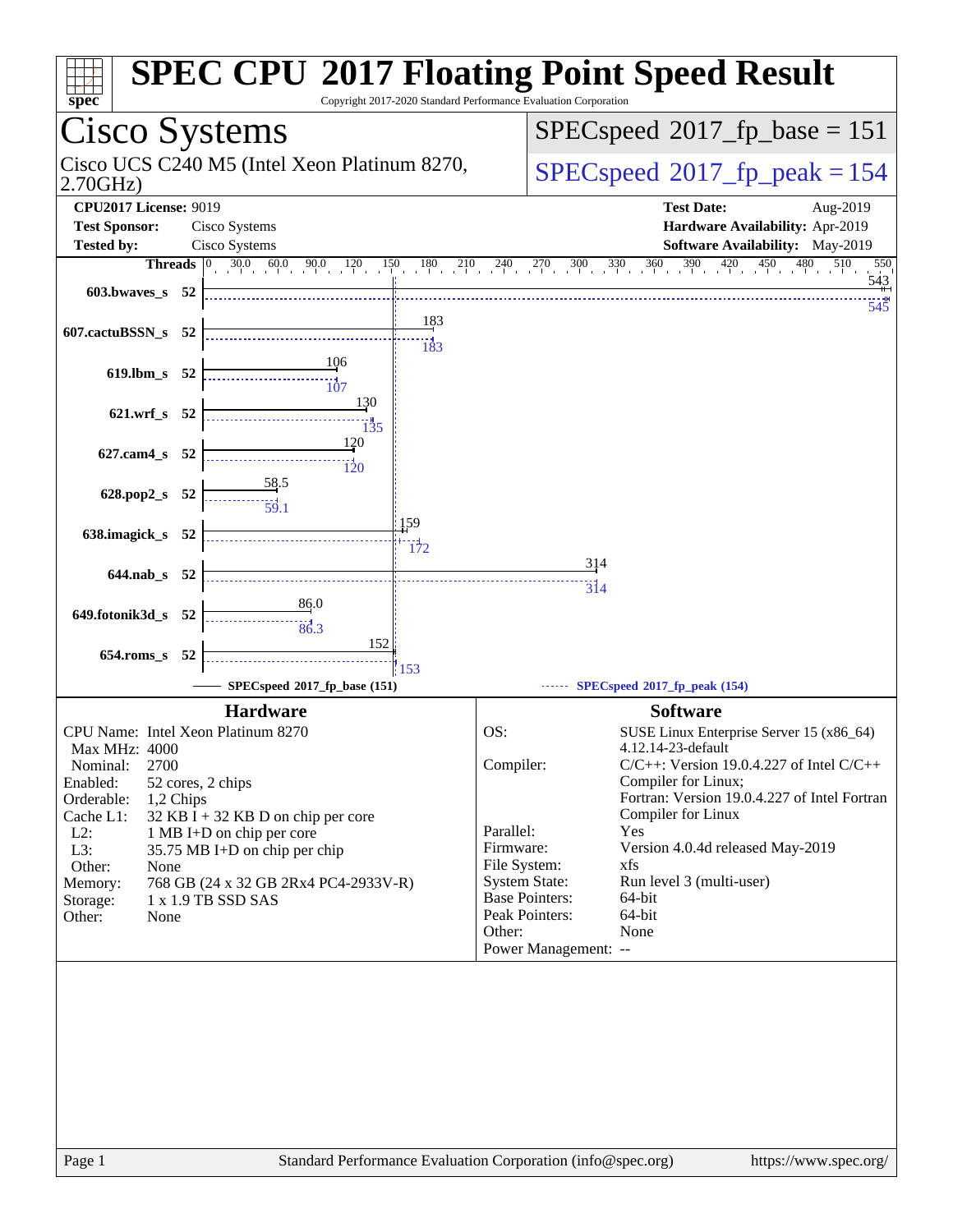# SPEC CPU 2017 Floating Point Speed Result

Copyright 2017-2020 Standard Performance Evaluation Corporation

## Cisco Systems

Cisco UCS C240 M5 (Intel Xeon Platinum 8270, 2.70GHz)

SPECspeed 2017_fp_base = 151

SPECspeed 2017_fp_peak = 154

**CPU2017 License:** 9019
**Test Sponsor:** Cisco Systems
**Tested by:** Cisco Systems

**Test Date:** Aug-2019
**Hardware Availability:** Apr-2019
**Software Availability:** May-2019

| Benchmark | Threads | Base | Peak |
|---|---|---|---|
| 603.bwaves_s | 52 | 543 | 545 |
| 607.cactuBSSN_s | 52 | 183 | 183 |
| 619.lbm_s | 52 | 106 | 107 |
| 621.wrf_s | 52 | 130 | 135 |
| 627.cam4_s | 52 | 120 | 120 |
| 628.pop2_s | 52 | 58.5 | 59.1 |
| 638.imagick_s | 52 | 159 | 172 |
| 644.nab_s | 52 | 314 | 314 |
| 649.fotonik3d_s | 52 | 86.0 | 86.3 |
| 654.roms_s | 52 | 152 | 153 |

SPECspeed 2017_fp_base (151) — SPECspeed 2017_fp_peak (154)

### Hardware

| | |
|---|---|
| CPU Name: | Intel Xeon Platinum 8270 |
| Max MHz: | 4000 |
| Nominal: | 2700 |
| Enabled: | 52 cores, 2 chips |
| Orderable: | 1,2 Chips |
| Cache L1: | 32 KB I + 32 KB D on chip per core |
| L2: | 1 MB I+D on chip per core |
| L3: | 35.75 MB I+D on chip per chip |
| Other: | None |
| Memory: | 768 GB (24 x 32 GB 2Rx4 PC4-2933V-R) |
| Storage: | 1 x 1.9 TB SSD SAS |
| Other: | None |

### Software

| | |
|---|---|
| OS: | SUSE Linux Enterprise Server 15 (x86_64) 4.12.14-23-default |
| Compiler: | C/C++: Version 19.0.4.227 of Intel C/C++ Compiler for Linux; Fortran: Version 19.0.4.227 of Intel Fortran Compiler for Linux |
| Parallel: | Yes |
| Firmware: | Version 4.0.4d released May-2019 |
| File System: | xfs |
| System State: | Run level 3 (multi-user) |
| Base Pointers: | 64-bit |
| Peak Pointers: | 64-bit |
| Other: | None |
| Power Management: | -- |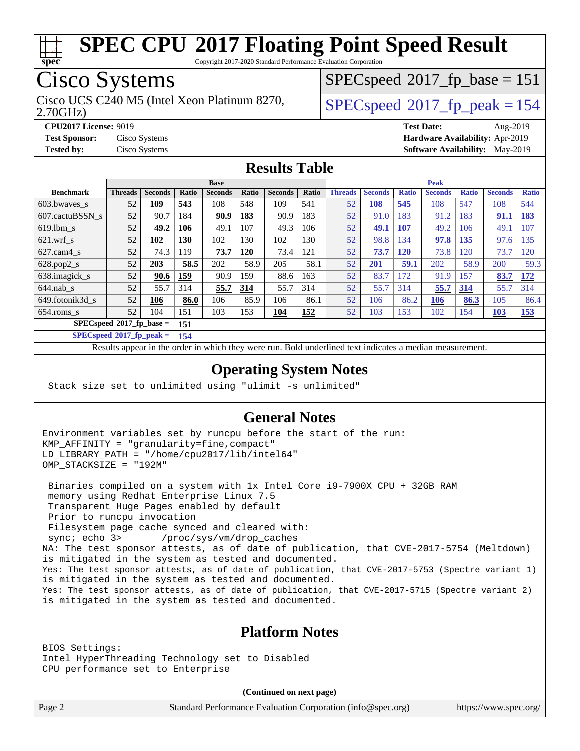# SPEC CPU 2017 Floating Point Speed Result

Copyright 2017-2020 Standard Performance Evaluation Corporation

## Cisco Systems

Cisco UCS C240 M5 (Intel Xeon Platinum 8270, 2.70GHz)

SPECspeed 2017_fp_base = 151

SPECspeed 2017_fp_peak = 154

**CPU2017 License:** 9019
**Test Sponsor:** Cisco Systems
**Tested by:** Cisco Systems

**Test Date:** Aug-2019
**Hardware Availability:** Apr-2019
**Software Availability:** May-2019

## Results Table

| | Base | | | | | | | Peak | | | | | | |
|---|---|---|---|---|---|---|---|---|---|---|---|---|---|---|
| **Benchmark** | **Threads** | **Seconds** | **Ratio** | **Seconds** | **Ratio** | **Seconds** | **Ratio** | **Threads** | **Seconds** | **Ratio** | **Seconds** | **Ratio** | **Seconds** | **Ratio** |
| 603.bwaves_s | 52 | **109** | **543** | 108 | 548 | 109 | 541 | 52 | **108** | **545** | 108 | 547 | 108 | 544 |
| 607.cactuBSSN_s | 52 | 90.7 | 184 | **90.9** | **183** | 90.9 | 183 | 52 | 91.0 | 183 | 91.2 | 183 | **91.1** | **183** |
| 619.lbm_s | 52 | **49.2** | **106** | 49.1 | 107 | 49.3 | 106 | 52 | **49.1** | **107** | 49.2 | 106 | 49.1 | 107 |
| 621.wrf_s | 52 | **102** | **130** | 102 | 130 | 102 | 130 | 52 | 98.8 | 134 | **97.8** | **135** | 97.6 | 135 |
| 627.cam4_s | 52 | 74.3 | 119 | **73.7** | **120** | 73.4 | 121 | 52 | **73.7** | **120** | 73.8 | 120 | 73.7 | 120 |
| 628.pop2_s | 52 | **203** | **58.5** | 202 | 58.9 | 205 | 58.1 | 52 | **201** | **59.1** | 202 | 58.9 | 200 | 59.3 |
| 638.imagick_s | 52 | **90.6** | **159** | 90.9 | 159 | 88.6 | 163 | 52 | 83.7 | 172 | 91.9 | 157 | **83.7** | **172** |
| 644.nab_s | 52 | 55.7 | 314 | **55.7** | **314** | 55.7 | 314 | 52 | 55.7 | 314 | **55.7** | **314** | 55.7 | 314 |
| 649.fotonik3d_s | 52 | **106** | **86.0** | 106 | 85.9 | 106 | 86.1 | 52 | 106 | 86.2 | **106** | **86.3** | 105 | 86.4 |
| 654.roms_s | 52 | 104 | 151 | 103 | 153 | **104** | **152** | 52 | 103 | 153 | 102 | 154 | **103** | **153** |

**SPECspeed 2017_fp_base = 151**

**SPECspeed 2017_fp_peak = 154**

Results appear in the order in which they were run. Bold underlined text indicates a median measurement.

## Operating System Notes

```
Stack size set to unlimited using "ulimit -s unlimited"
```

## General Notes

```
Environment variables set by runcpu before the start of the run:
KMP_AFFINITY = "granularity=fine,compact"
LD_LIBRARY_PATH = "/home/cpu2017/lib/intel64"
OMP_STACKSIZE = "192M"

 Binaries compiled on a system with 1x Intel Core i9-7900X CPU + 32GB RAM
 memory using Redhat Enterprise Linux 7.5
 Transparent Huge Pages enabled by default
 Prior to runcpu invocation
 Filesystem page cache synced and cleared with:
 sync; echo 3>       /proc/sys/vm/drop_caches
NA: The test sponsor attests, as of date of publication, that CVE-2017-5754 (Meltdown)
is mitigated in the system as tested and documented.
Yes: The test sponsor attests, as of date of publication, that CVE-2017-5753 (Spectre variant 1)
is mitigated in the system as tested and documented.
Yes: The test sponsor attests, as of date of publication, that CVE-2017-5715 (Spectre variant 2)
is mitigated in the system as tested and documented.
```

## Platform Notes

```
BIOS Settings:
Intel HyperThreading Technology set to Disabled
CPU performance set to Enterprise
```

**(Continued on next page)**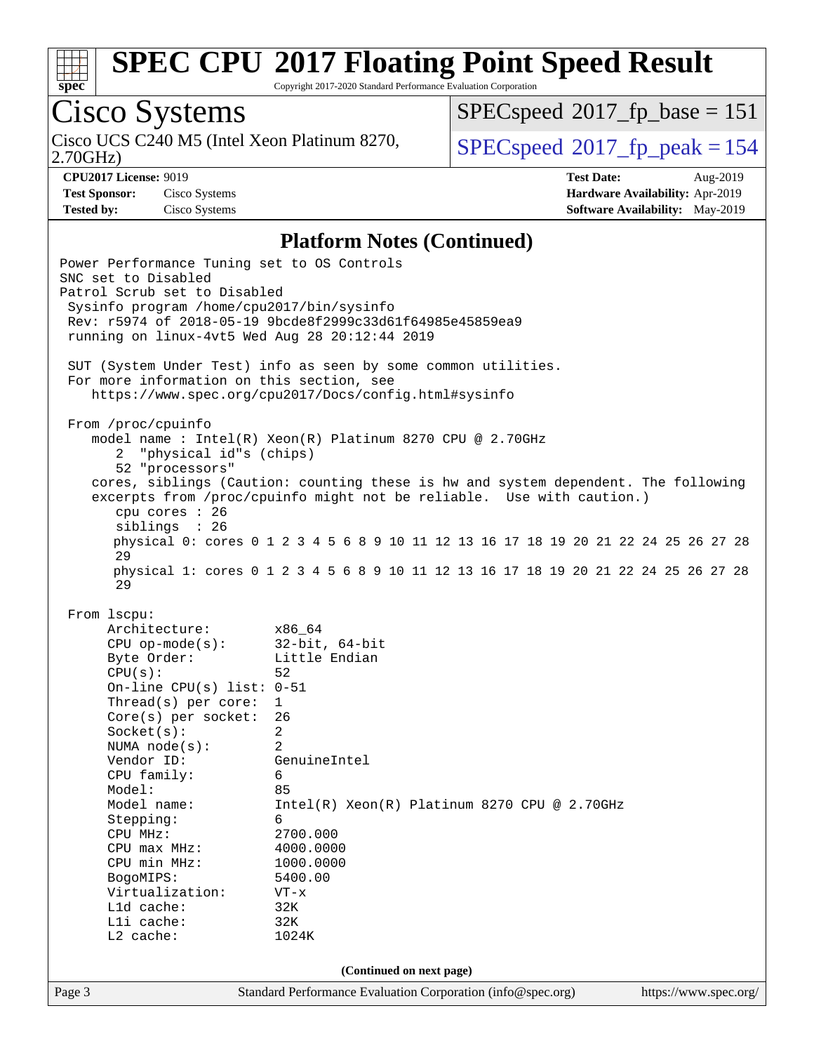# SPEC CPU 2017 Floating Point Speed Result

Copyright 2017-2020 Standard Performance Evaluation Corporation

## Cisco Systems

Cisco UCS C240 M5 (Intel Xeon Platinum 8270, 2.70GHz)

SPECspeed 2017_fp_base = 151

SPECspeed 2017_fp_peak = 154

**CPU2017 License:** 9019
**Test Sponsor:** Cisco Systems
**Tested by:** Cisco Systems

**Test Date:** Aug-2019
**Hardware Availability:** Apr-2019
**Software Availability:** May-2019

### Platform Notes (Continued)

```
Power Performance Tuning set to OS Controls
SNC set to Disabled
Patrol Scrub set to Disabled
 Sysinfo program /home/cpu2017/bin/sysinfo
 Rev: r5974 of 2018-05-19 9bcde8f2999c33d61f64985e45859ea9
 running on linux-4vt5 Wed Aug 28 20:12:44 2019

 SUT (System Under Test) info as seen by some common utilities.
 For more information on this section, see
    https://www.spec.org/cpu2017/Docs/config.html#sysinfo

 From /proc/cpuinfo
    model name : Intel(R) Xeon(R) Platinum 8270 CPU @ 2.70GHz
       2  "physical id"s (chips)
       52 "processors"
    cores, siblings (Caution: counting these is hw and system dependent. The following
    excerpts from /proc/cpuinfo might not be reliable.  Use with caution.)
       cpu cores : 26
       siblings  : 26
       physical 0: cores 0 1 2 3 4 5 6 8 9 10 11 12 13 16 17 18 19 20 21 22 24 25 26 27 28
       29
       physical 1: cores 0 1 2 3 4 5 6 8 9 10 11 12 13 16 17 18 19 20 21 22 24 25 26 27 28
       29

 From lscpu:
      Architecture:        x86_64
      CPU op-mode(s):      32-bit, 64-bit
      Byte Order:          Little Endian
      CPU(s):              52
      On-line CPU(s) list: 0-51
      Thread(s) per core:  1
      Core(s) per socket:  26
      Socket(s):           2
      NUMA node(s):        2
      Vendor ID:           GenuineIntel
      CPU family:          6
      Model:               85
      Model name:          Intel(R) Xeon(R) Platinum 8270 CPU @ 2.70GHz
      Stepping:            6
      CPU MHz:             2700.000
      CPU max MHz:         4000.0000
      CPU min MHz:         1000.0000
      BogoMIPS:            5400.00
      Virtualization:      VT-x
      L1d cache:           32K
      L1i cache:           32K
      L2 cache:            1024K
```

(Continued on next page)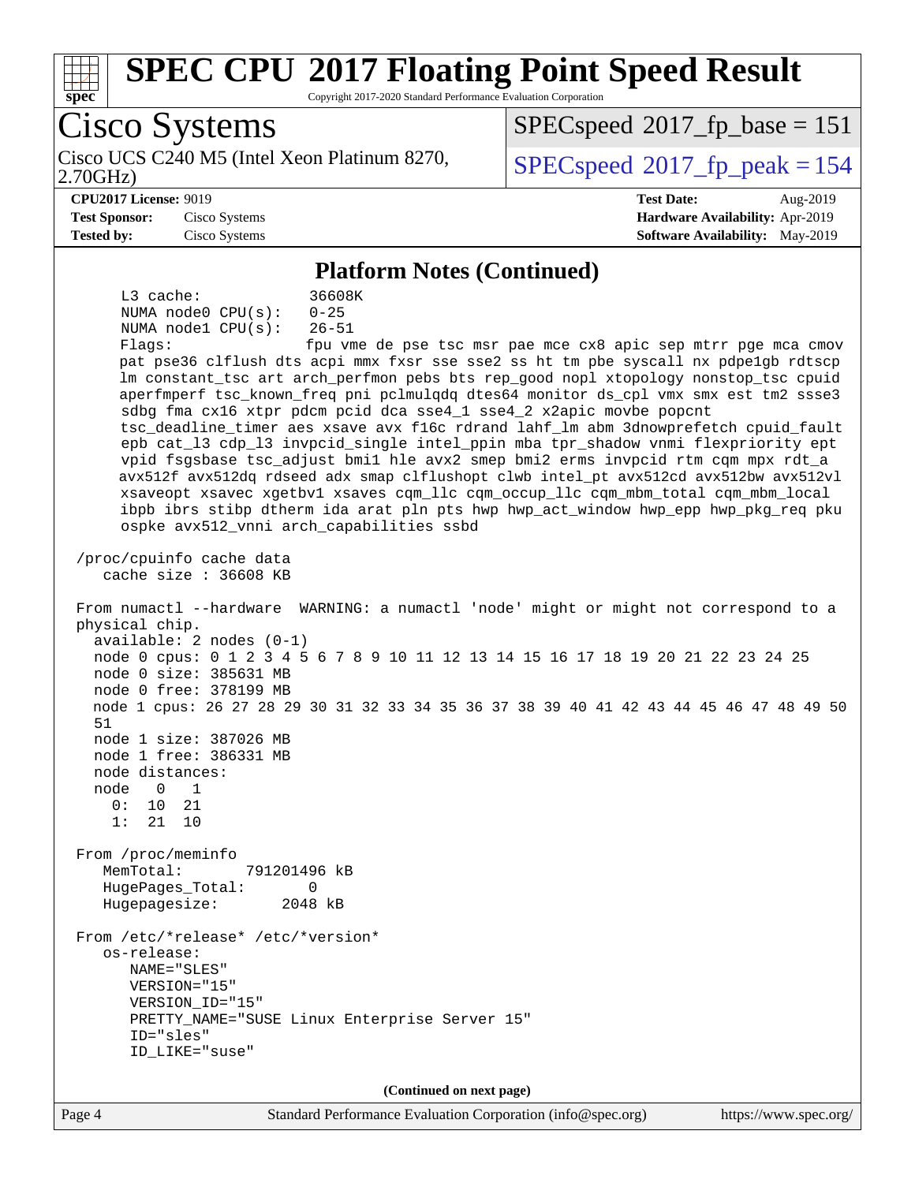# SPEC CPU 2017 Floating Point Speed Result

Copyright 2017-2020 Standard Performance Evaluation Corporation

## Cisco Systems

Cisco UCS C240 M5 (Intel Xeon Platinum 8270, 2.70GHz)

SPECspeed 2017_fp_base = 151

SPECspeed 2017_fp_peak = 154

**CPU2017 License:** 9019
**Test Sponsor:** Cisco Systems
**Tested by:** Cisco Systems

**Test Date:** Aug-2019
**Hardware Availability:** Apr-2019
**Software Availability:** May-2019

### Platform Notes (Continued)

```
     L3 cache:              36608K
     NUMA node0 CPU(s):     0-25
     NUMA node1 CPU(s):     26-51
     Flags:                 fpu vme de pse tsc msr pae mce cx8 apic sep mtrr pge mca cmov
     pat pse36 clflush dts acpi mmx fxsr sse sse2 ss ht tm pbe syscall nx pdpe1gb rdtscp
     lm constant_tsc art arch_perfmon pebs bts rep_good nopl xtopology nonstop_tsc cpuid
     aperfmperf tsc_known_freq pni pclmulqdq dtes64 monitor ds_cpl vmx smx est tm2 ssse3
     sdbg fma cx16 xtpr pdcm pcid dca sse4_1 sse4_2 x2apic movbe popcnt
     tsc_deadline_timer aes xsave avx f16c rdrand lahf_lm abm 3dnowprefetch cpuid_fault
     epb cat_l3 cdp_l3 invpcid_single intel_ppin mba tpr_shadow vnmi flexpriority ept
     vpid fsgsbase tsc_adjust bmi1 hle avx2 smep bmi2 erms invpcid rtm cqm mpx rdt_a
     avx512f avx512dq rdseed adx smap clflushopt clwb intel_pt avx512cd avx512bw avx512vl
     xsaveopt xsavec xgetbv1 xsaves cqm_llc cqm_occup_llc cqm_mbm_total cqm_mbm_local
     ibpb ibrs stibp dtherm ida arat pln pts hwp hwp_act_window hwp_epp hwp_pkg_req pku
     ospke avx512_vnni arch_capabilities ssbd

 /proc/cpuinfo cache data
    cache size : 36608 KB

 From numactl --hardware  WARNING: a numactl 'node' might or might not correspond to a
 physical chip.
   available: 2 nodes (0-1)
   node 0 cpus: 0 1 2 3 4 5 6 7 8 9 10 11 12 13 14 15 16 17 18 19 20 21 22 23 24 25
   node 0 size: 385631 MB
   node 0 free: 378199 MB
   node 1 cpus: 26 27 28 29 30 31 32 33 34 35 36 37 38 39 40 41 42 43 44 45 46 47 48 49 50
   51
   node 1 size: 387026 MB
   node 1 free: 386331 MB
   node distances:
   node   0   1
     0:  10  21
     1:  21  10

 From /proc/meminfo
    MemTotal:       791201496 kB
    HugePages_Total:       0
    Hugepagesize:       2048 kB

 From /etc/*release* /etc/*version*
    os-release:
       NAME="SLES"
       VERSION="15"
       VERSION_ID="15"
       PRETTY_NAME="SUSE Linux Enterprise Server 15"
       ID="sles"
       ID_LIKE="suse"
```

(Continued on next page)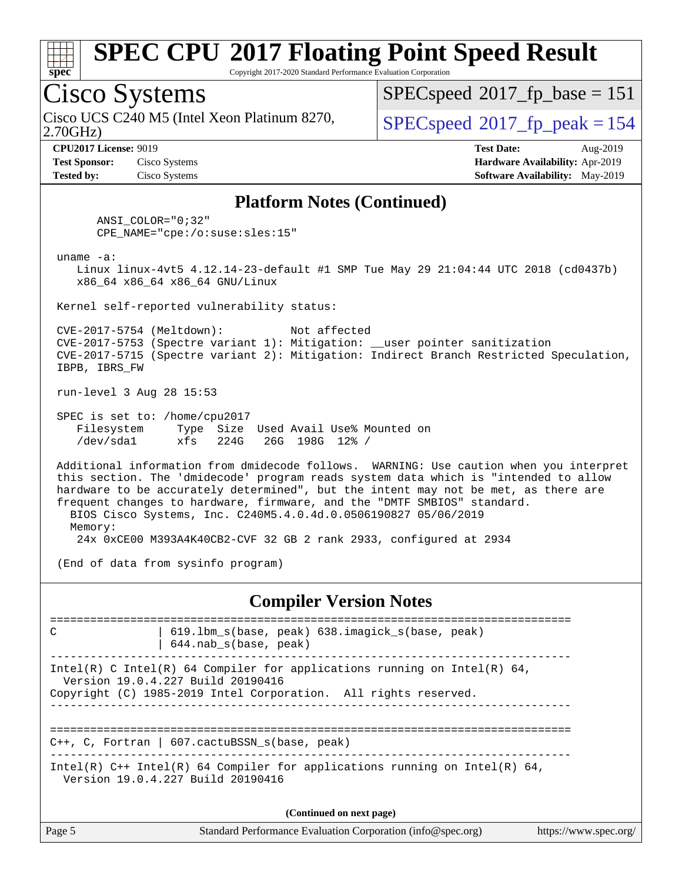# SPEC CPU 2017 Floating Point Speed Result

Copyright 2017-2020 Standard Performance Evaluation Corporation

## Cisco Systems

Cisco UCS C240 M5 (Intel Xeon Platinum 8270, 2.70GHz)

SPECspeed 2017_fp_base = 151

SPECspeed 2017_fp_peak = 154

**CPU2017 License:** 9019
**Test Sponsor:** Cisco Systems
**Tested by:** Cisco Systems

**Test Date:** Aug-2019
**Hardware Availability:** Apr-2019
**Software Availability:** May-2019

### Platform Notes (Continued)

```
      ANSI_COLOR="0;32"
      CPE_NAME="cpe:/o:suse:sles:15"

 uname -a:
    Linux linux-4vt5 4.12.14-23-default #1 SMP Tue May 29 21:04:44 UTC 2018 (cd0437b)
    x86_64 x86_64 x86_64 GNU/Linux

 Kernel self-reported vulnerability status:

 CVE-2017-5754 (Meltdown):          Not affected
 CVE-2017-5753 (Spectre variant 1): Mitigation: __user pointer sanitization
 CVE-2017-5715 (Spectre variant 2): Mitigation: Indirect Branch Restricted Speculation,
 IBPB, IBRS_FW

 run-level 3 Aug 28 15:53

 SPEC is set to: /home/cpu2017
    Filesystem     Type  Size  Used Avail Use% Mounted on
    /dev/sda1      xfs   224G   26G  198G  12% /

 Additional information from dmidecode follows.  WARNING: Use caution when you interpret
 this section. The 'dmidecode' program reads system data which is "intended to allow
 hardware to be accurately determined", but the intent may not be met, as there are
 frequent changes to hardware, firmware, and the "DMTF SMBIOS" standard.
   BIOS Cisco Systems, Inc. C240M5.4.0.4d.0.0506190827 05/06/2019
   Memory:
    24x 0xCE00 M393A4K40CB2-CVF 32 GB 2 rank 2933, configured at 2934

 (End of data from sysinfo program)
```

### Compiler Version Notes

```
==============================================================================
C                | 619.lbm_s(base, peak) 638.imagick_s(base, peak)
                 | 644.nab_s(base, peak)
------------------------------------------------------------------------------
Intel(R) C Intel(R) 64 Compiler for applications running on Intel(R) 64,
  Version 19.0.4.227 Build 20190416
Copyright (C) 1985-2019 Intel Corporation.  All rights reserved.
------------------------------------------------------------------------------

==============================================================================
C++, C, Fortran | 607.cactuBSSN_s(base, peak)
------------------------------------------------------------------------------
Intel(R) C++ Intel(R) 64 Compiler for applications running on Intel(R) 64,
  Version 19.0.4.227 Build 20190416
```

(Continued on next page)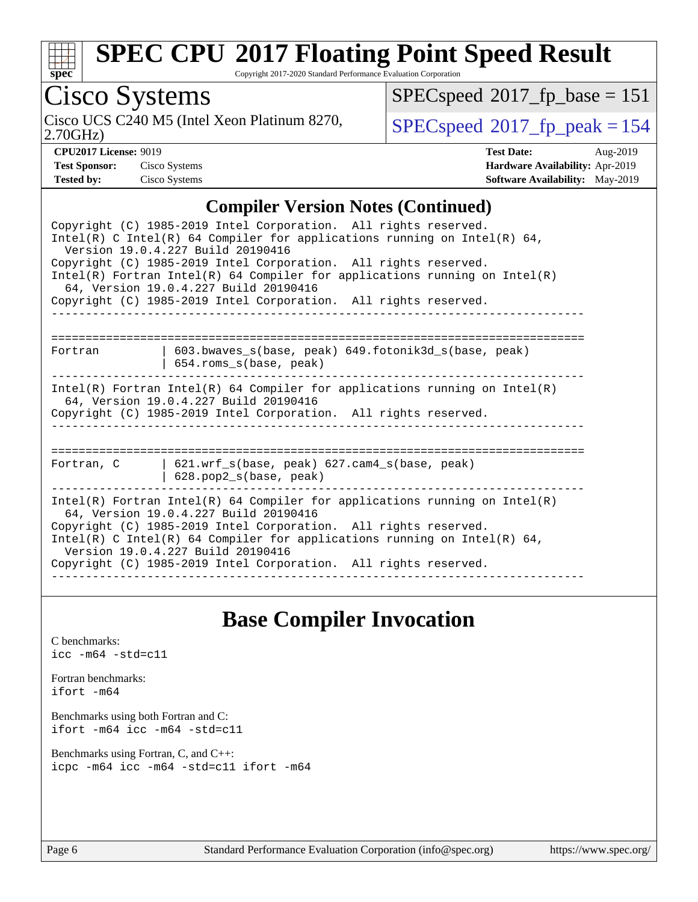## Compiler Version Notes (Continued)

```
Copyright (C) 1985-2019 Intel Corporation.  All rights reserved.
Intel(R) C Intel(R) 64 Compiler for applications running on Intel(R) 64,
  Version 19.0.4.227 Build 20190416
Copyright (C) 1985-2019 Intel Corporation.  All rights reserved.
Intel(R) Fortran Intel(R) 64 Compiler for applications running on Intel(R)
  64, Version 19.0.4.227 Build 20190416
Copyright (C) 1985-2019 Intel Corporation.  All rights reserved.
------------------------------------------------------------------------------

==============================================================================
Fortran         | 603.bwaves_s(base, peak) 649.fotonik3d_s(base, peak)
                | 654.roms_s(base, peak)
------------------------------------------------------------------------------
Intel(R) Fortran Intel(R) 64 Compiler for applications running on Intel(R)
  64, Version 19.0.4.227 Build 20190416
Copyright (C) 1985-2019 Intel Corporation.  All rights reserved.
------------------------------------------------------------------------------

==============================================================================
Fortran, C      | 621.wrf_s(base, peak) 627.cam4_s(base, peak)
                | 628.pop2_s(base, peak)
------------------------------------------------------------------------------
Intel(R) Fortran Intel(R) 64 Compiler for applications running on Intel(R)
  64, Version 19.0.4.227 Build 20190416
Copyright (C) 1985-2019 Intel Corporation.  All rights reserved.
Intel(R) C Intel(R) 64 Compiler for applications running on Intel(R) 64,
  Version 19.0.4.227 Build 20190416
Copyright (C) 1985-2019 Intel Corporation.  All rights reserved.
------------------------------------------------------------------------------
```

## Base Compiler Invocation

C benchmarks:
```
icc -m64 -std=c11
```

Fortran benchmarks:
```
ifort -m64
```

Benchmarks using both Fortran and C:
```
ifort -m64 icc -m64 -std=c11
```

Benchmarks using Fortran, C, and C++:
```
icpc -m64 icc -m64 -std=c11 ifort -m64
```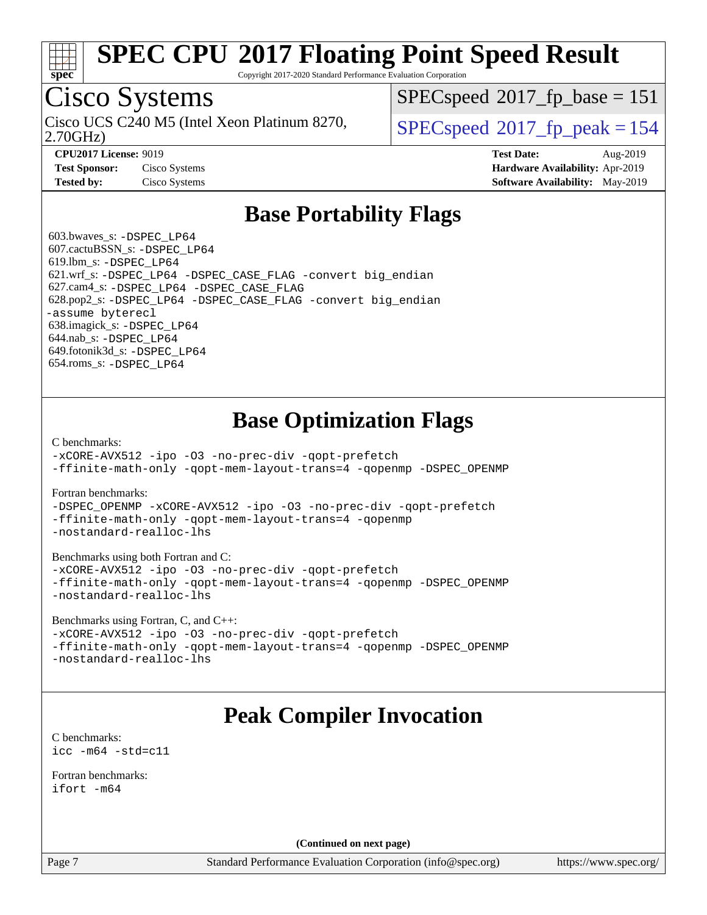# SPEC CPU 2017 Floating Point Speed Result

Copyright 2017-2020 Standard Performance Evaluation Corporation

## Cisco Systems

Cisco UCS C240 M5 (Intel Xeon Platinum 8270, 2.70GHz)

SPECspeed 2017_fp_base = 151

SPECspeed 2017_fp_peak = 154

| | | | |
|---|---|---|---|
| **CPU2017 License:** | 9019 | **Test Date:** | Aug-2019 |
| **Test Sponsor:** | Cisco Systems | **Hardware Availability:** | Apr-2019 |
| **Tested by:** | Cisco Systems | **Software Availability:** | May-2019 |

## Base Portability Flags

603.bwaves_s: -DSPEC_LP64
607.cactuBSSN_s: -DSPEC_LP64
619.lbm_s: -DSPEC_LP64
621.wrf_s: -DSPEC_LP64 -DSPEC_CASE_FLAG -convert big_endian
627.cam4_s: -DSPEC_LP64 -DSPEC_CASE_FLAG
628.pop2_s: -DSPEC_LP64 -DSPEC_CASE_FLAG -convert big_endian -assume byterecl
638.imagick_s: -DSPEC_LP64
644.nab_s: -DSPEC_LP64
649.fotonik3d_s: -DSPEC_LP64
654.roms_s: -DSPEC_LP64

## Base Optimization Flags

C benchmarks:
-xCORE-AVX512 -ipo -O3 -no-prec-div -qopt-prefetch -ffinite-math-only -qopt-mem-layout-trans=4 -qopenmp -DSPEC_OPENMP

Fortran benchmarks:
-DSPEC_OPENMP -xCORE-AVX512 -ipo -O3 -no-prec-div -qopt-prefetch -ffinite-math-only -qopt-mem-layout-trans=4 -qopenmp -nostandard-realloc-lhs

Benchmarks using both Fortran and C:
-xCORE-AVX512 -ipo -O3 -no-prec-div -qopt-prefetch -ffinite-math-only -qopt-mem-layout-trans=4 -qopenmp -DSPEC_OPENMP -nostandard-realloc-lhs

Benchmarks using Fortran, C, and C++:
-xCORE-AVX512 -ipo -O3 -no-prec-div -qopt-prefetch -ffinite-math-only -qopt-mem-layout-trans=4 -qopenmp -DSPEC_OPENMP -nostandard-realloc-lhs

## Peak Compiler Invocation

C benchmarks:
icc -m64 -std=c11

Fortran benchmarks:
ifort -m64

**(Continued on next page)**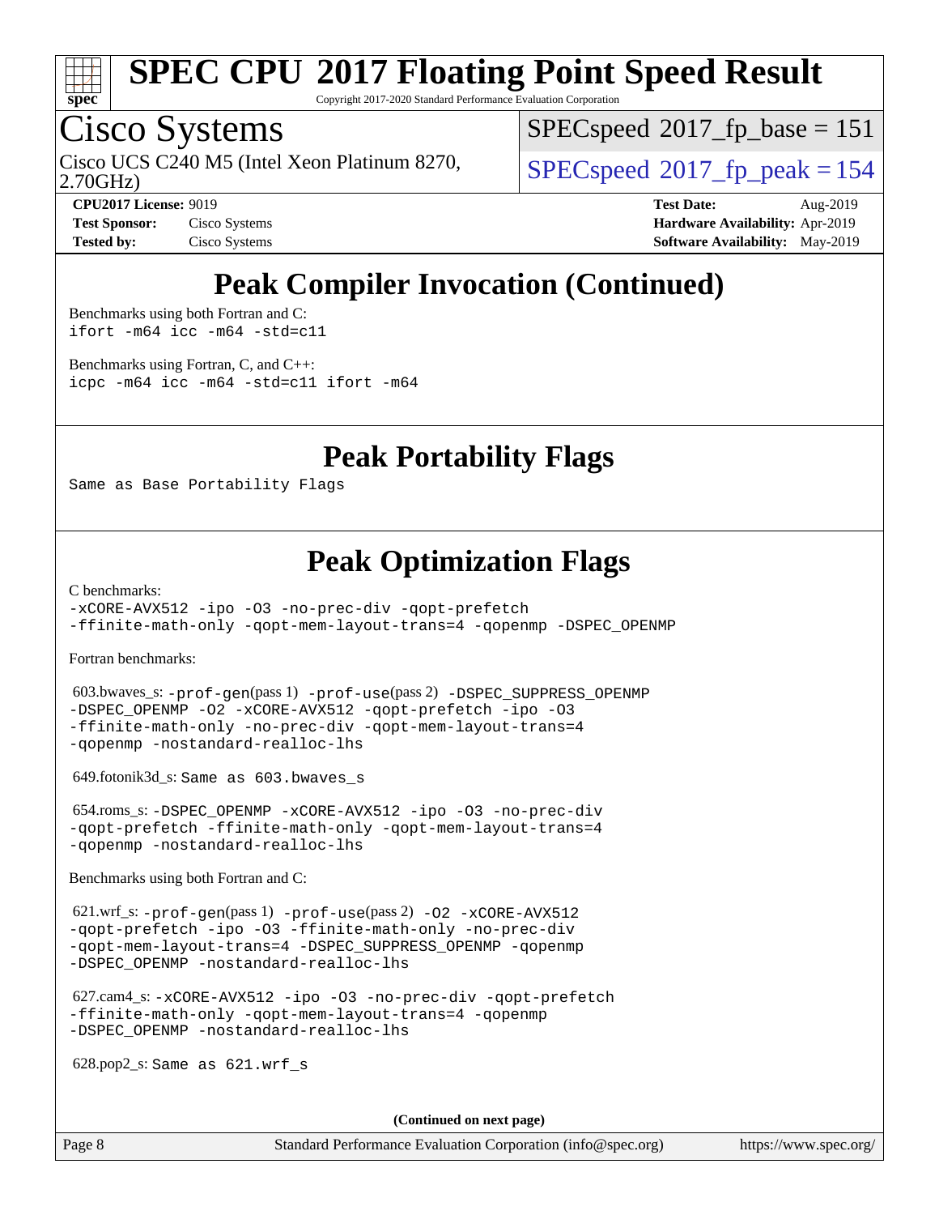# Peak Compiler Invocation (Continued)

Benchmarks using both Fortran and C:

```
ifort -m64 icc -m64 -std=c11
```

Benchmarks using Fortran, C, and C++:

```
icpc -m64 icc -m64 -std=c11 ifort -m64
```

# Peak Portability Flags

Same as Base Portability Flags

# Peak Optimization Flags

C benchmarks:

```
-xCORE-AVX512 -ipo -O3 -no-prec-div -qopt-prefetch
-ffinite-math-only -qopt-mem-layout-trans=4 -qopenmp -DSPEC_OPENMP
```

Fortran benchmarks:

603.bwaves_s: -prof-gen(pass 1) -prof-use(pass 2) -DSPEC_SUPPRESS_OPENMP -DSPEC_OPENMP -O2 -xCORE-AVX512 -qopt-prefetch -ipo -O3 -ffinite-math-only -no-prec-div -qopt-mem-layout-trans=4 -qopenmp -nostandard-realloc-lhs

649.fotonik3d_s: Same as 603.bwaves_s

654.roms_s: -DSPEC_OPENMP -xCORE-AVX512 -ipo -O3 -no-prec-div -qopt-prefetch -ffinite-math-only -qopt-mem-layout-trans=4 -qopenmp -nostandard-realloc-lhs

Benchmarks using both Fortran and C:

621.wrf_s: -prof-gen(pass 1) -prof-use(pass 2) -O2 -xCORE-AVX512 -qopt-prefetch -ipo -O3 -ffinite-math-only -no-prec-div -qopt-mem-layout-trans=4 -DSPEC_SUPPRESS_OPENMP -qopenmp -DSPEC_OPENMP -nostandard-realloc-lhs

627.cam4_s: -xCORE-AVX512 -ipo -O3 -no-prec-div -qopt-prefetch -ffinite-math-only -qopt-mem-layout-trans=4 -qopenmp -DSPEC_OPENMP -nostandard-realloc-lhs

628.pop2_s: Same as 621.wrf_s

**(Continued on next page)**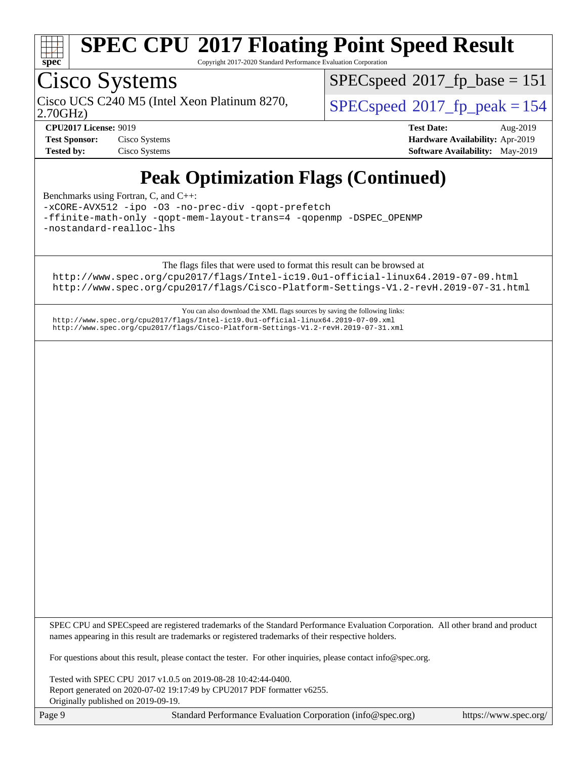# Peak Optimization Flags (Continued)

Benchmarks using Fortran, C, and C++:

```
-xCORE-AVX512 -ipo -O3 -no-prec-div -qopt-prefetch
-ffinite-math-only -qopt-mem-layout-trans=4 -qopenmp -DSPEC_OPENMP
-nostandard-realloc-lhs
```

The flags files that were used to format this result can be browsed at

http://www.spec.org/cpu2017/flags/Intel-ic19.0u1-official-linux64.2019-07-09.html
http://www.spec.org/cpu2017/flags/Cisco-Platform-Settings-V1.2-revH.2019-07-31.html

You can also download the XML flags sources by saving the following links:

http://www.spec.org/cpu2017/flags/Intel-ic19.0u1-official-linux64.2019-07-09.xml
http://www.spec.org/cpu2017/flags/Cisco-Platform-Settings-V1.2-revH.2019-07-31.xml

SPEC CPU and SPECspeed are registered trademarks of the Standard Performance Evaluation Corporation. All other brand and product names appearing in this result are trademarks or registered trademarks of their respective holders.

For questions about this result, please contact the tester. For other inquiries, please contact info@spec.org.

Tested with SPEC CPU 2017 v1.0.5 on 2019-08-28 10:42:44-0400.
Report generated on 2020-07-02 19:17:49 by CPU2017 PDF formatter v6255.
Originally published on 2019-09-19.